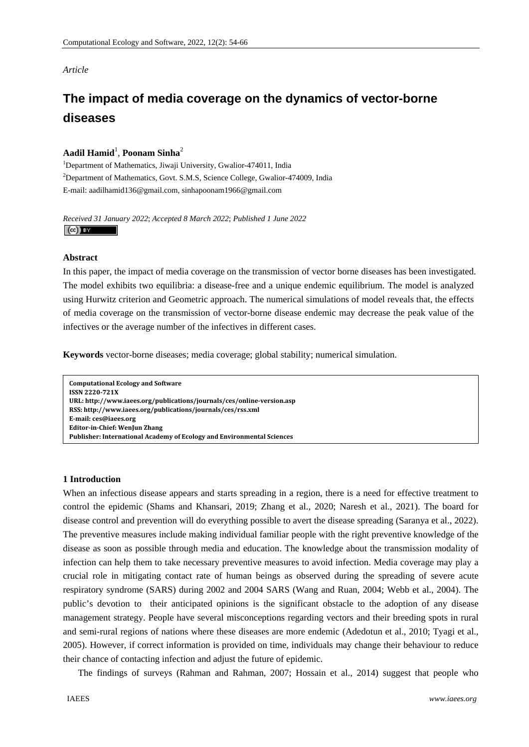*Article*

# The impact of media coverage on the dynamics of vector-borne diseases

**Aadil Hamid**[1], **Poonam Sinha**[2]

[1]Department of Mathematics, Jiwaji University, Gwalior-474011, India

[2]Department of Mathematics, Govt. S.M.S, Science College, Gwalior-474009, India

E-mail: aadilhamid136@gmail.com, sinhapoonam1966@gmail.com

*Received 31 January 2022*; *Accepted 8 March 2022*; *Published 1 June 2022*

### Abstract

In this paper, the impact of media coverage on the transmission of vector borne diseases has been investigated. The model exhibits two equilibria: a disease-free and a unique endemic equilibrium. The model is analyzed using Hurwitz criterion and Geometric approach. The numerical simulations of model reveals that, the effects of media coverage on the transmission of vector-borne disease endemic may decrease the peak value of the infectives or the average number of the infectives in different cases.

**Keywords** vector-borne diseases; media coverage; global stability; numerical simulation.

**Computational Ecology and Software**
**ISSN 2220-721X**
**URL: http://www.iaees.org/publications/journals/ces/online-version.asp**
**RSS: http://www.iaees.org/publications/journals/ces/rss.xml**
**E-mail: ces@iaees.org**
**Editor-in-Chief: WenJun Zhang**
**Publisher: International Academy of Ecology and Environmental Sciences**

### 1 Introduction

When an infectious disease appears and starts spreading in a region, there is a need for effective treatment to control the epidemic (Shams and Khansari, 2019; Zhang et al., 2020; Naresh et al., 2021). The board for disease control and prevention will do everything possible to avert the disease spreading (Saranya et al., 2022). The preventive measures include making individual familiar people with the right preventive knowledge of the disease as soon as possible through media and education. The knowledge about the transmission modality of infection can help them to take necessary preventive measures to avoid infection. Media coverage may play a crucial role in mitigating contact rate of human beings as observed during the spreading of severe acute respiratory syndrome (SARS) during 2002 and 2004 SARS (Wang and Ruan, 2004; Webb et al., 2004). The public's devotion to their anticipated opinions is the significant obstacle to the adoption of any disease management strategy. People have several misconceptions regarding vectors and their breeding spots in rural and semi-rural regions of nations where these diseases are more endemic (Adedotun et al., 2010; Tyagi et al., 2005). However, if correct information is provided on time, individuals may change their behaviour to reduce their chance of contacting infection and adjust the future of epidemic.

The findings of surveys (Rahman and Rahman, 2007; Hossain et al., 2014) suggest that people who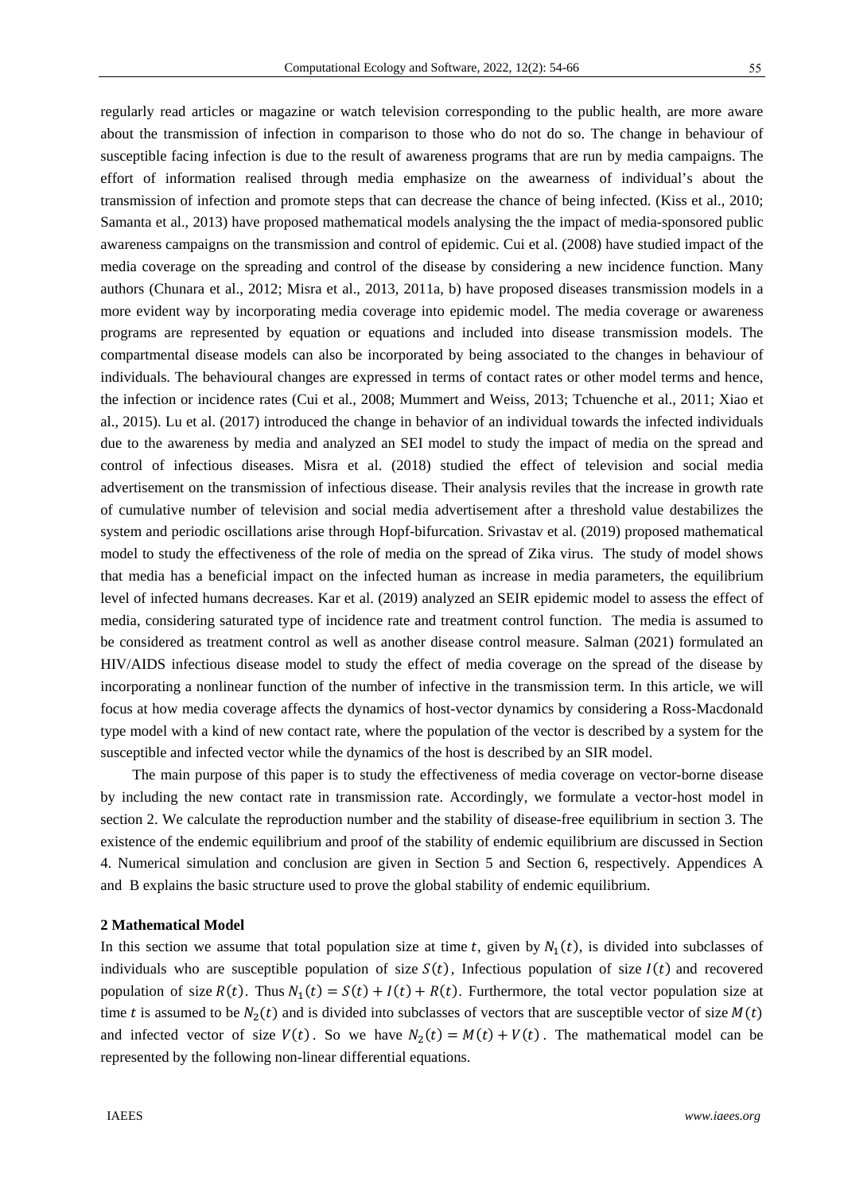regularly read articles or magazine or watch television corresponding to the public health, are more aware about the transmission of infection in comparison to those who do not do so. The change in behaviour of susceptible facing infection is due to the result of awareness programs that are run by media campaigns. The effort of information realised through media emphasize on the awearness of individual's about the transmission of infection and promote steps that can decrease the chance of being infected. (Kiss et al., 2010; Samanta et al., 2013) have proposed mathematical models analysing the the impact of media-sponsored public awareness campaigns on the transmission and control of epidemic. Cui et al. (2008) have studied impact of the media coverage on the spreading and control of the disease by considering a new incidence function. Many authors (Chunara et al., 2012; Misra et al., 2013, 2011a, b) have proposed diseases transmission models in a more evident way by incorporating media coverage into epidemic model. The media coverage or awareness programs are represented by equation or equations and included into disease transmission models. The compartmental disease models can also be incorporated by being associated to the changes in behaviour of individuals. The behavioural changes are expressed in terms of contact rates or other model terms and hence, the infection or incidence rates (Cui et al., 2008; Mummert and Weiss, 2013; Tchuenche et al., 2011; Xiao et al., 2015). Lu et al. (2017) introduced the change in behavior of an individual towards the infected individuals due to the awareness by media and analyzed an SEI model to study the impact of media on the spread and control of infectious diseases. Misra et al. (2018) studied the effect of television and social media advertisement on the transmission of infectious disease. Their analysis reviles that the increase in growth rate of cumulative number of television and social media advertisement after a threshold value destabilizes the system and periodic oscillations arise through Hopf-bifurcation. Srivastav et al. (2019) proposed mathematical model to study the effectiveness of the role of media on the spread of Zika virus. The study of model shows that media has a beneficial impact on the infected human as increase in media parameters, the equilibrium level of infected humans decreases. Kar et al. (2019) analyzed an SEIR epidemic model to assess the effect of media, considering saturated type of incidence rate and treatment control function. The media is assumed to be considered as treatment control as well as another disease control measure. Salman (2021) formulated an HIV/AIDS infectious disease model to study the effect of media coverage on the spread of the disease by incorporating a nonlinear function of the number of infective in the transmission term. In this article, we will focus at how media coverage affects the dynamics of host-vector dynamics by considering a Ross-Macdonald type model with a kind of new contact rate, where the population of the vector is described by a system for the susceptible and infected vector while the dynamics of the host is described by an SIR model.

The main purpose of this paper is to study the effectiveness of media coverage on vector-borne disease by including the new contact rate in transmission rate. Accordingly, we formulate a vector-host model in section 2. We calculate the reproduction number and the stability of disease-free equilibrium in section 3. The existence of the endemic equilibrium and proof of the stability of endemic equilibrium are discussed in Section 4. Numerical simulation and conclusion are given in Section 5 and Section 6, respectively. Appendices A and B explains the basic structure used to prove the global stability of endemic equilibrium.

## 2 Mathematical Model

In this section we assume that total population size at time $t$, given by $N_1(t)$, is divided into subclasses of individuals who are susceptible population of size $S(t)$, Infectious population of size $I(t)$ and recovered population of size $R(t)$. Thus $N_1(t) = S(t) + I(t) + R(t)$. Furthermore, the total vector population size at time $t$ is assumed to be $N_2(t)$ and is divided into subclasses of vectors that are susceptible vector of size $M(t)$ and infected vector of size $V(t)$. So we have $N_2(t) = M(t) + V(t)$. The mathematical model can be represented by the following non-linear differential equations.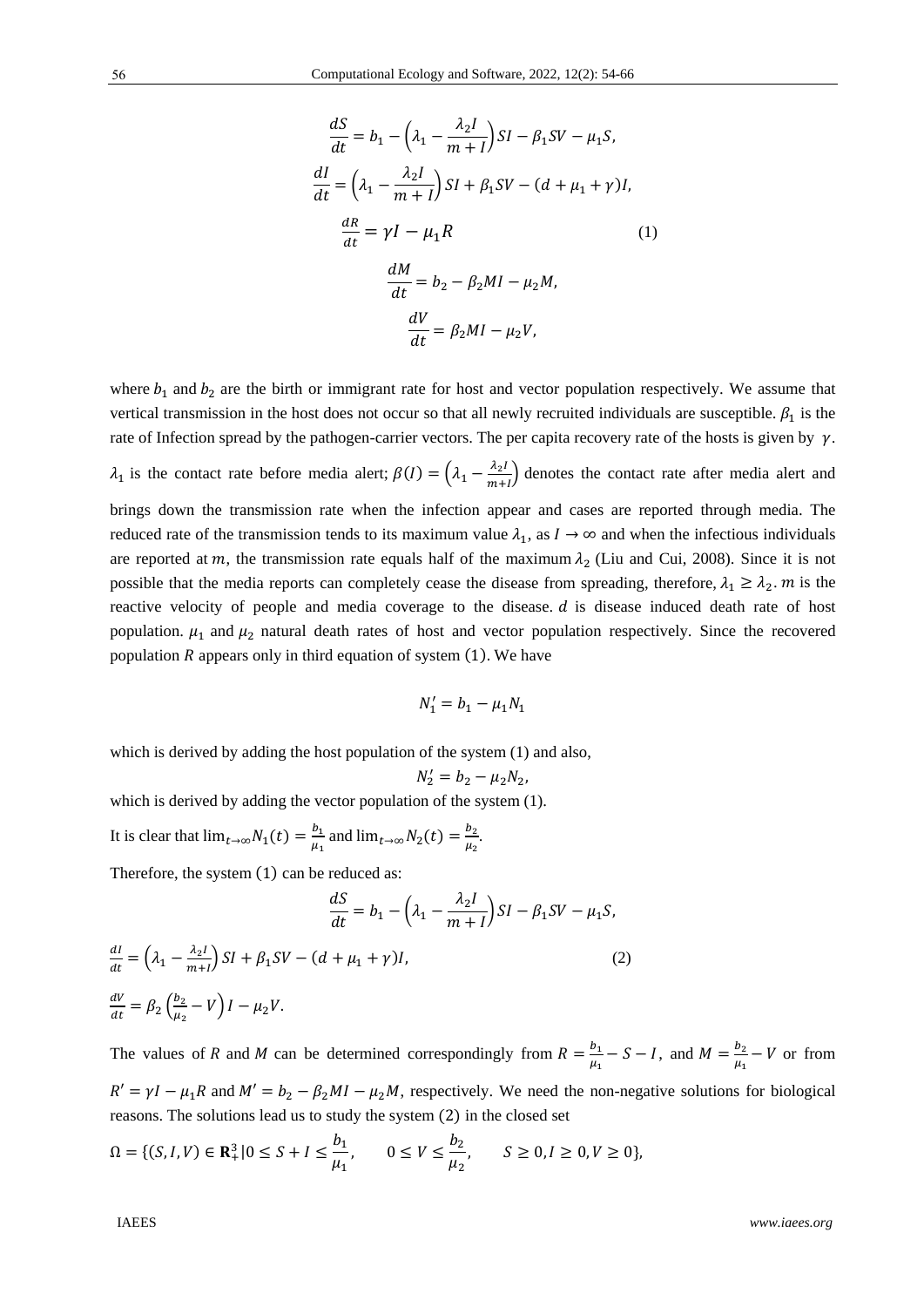$$\frac{dS}{dt} = b_1 - \left(\lambda_1 - \frac{\lambda_2 I}{m+I}\right) SI - \beta_1 SV - \mu_1 S,$$

$$\frac{dI}{dt} = \left(\lambda_1 - \frac{\lambda_2 I}{m+I}\right) SI + \beta_1 SV - (d + \mu_1 + \gamma) I,$$

$$\frac{dR}{dt} = \gamma I - \mu_1 R \tag{1}$$

$$\frac{dM}{dt} = b_2 - \beta_2 MI - \mu_2 M,$$

$$\frac{dV}{dt} = \beta_2 MI - \mu_2 V,$$

where $b_1$ and $b_2$ are the birth or immigrant rate for host and vector population respectively. We assume that vertical transmission in the host does not occur so that all newly recruited individuals are susceptible. $\beta_1$ is the rate of Infection spread by the pathogen-carrier vectors. The per capita recovery rate of the hosts is given by $\gamma$. $\lambda_1$ is the contact rate before media alert; $\beta(I) = \left(\lambda_1 - \frac{\lambda_2 I}{m+I}\right)$ denotes the contact rate after media alert and brings down the transmission rate when the infection appear and cases are reported through media. The reduced rate of the transmission tends to its maximum value $\lambda_1$, as $I \to \infty$ and when the infectious individuals are reported at $m$, the transmission rate equals half of the maximum $\lambda_2$ (Liu and Cui, 2008). Since it is not possible that the media reports can completely cease the disease from spreading, therefore, $\lambda_1 \geq \lambda_2$. $m$ is the reactive velocity of people and media coverage to the disease. $d$ is disease induced death rate of host population. $\mu_1$ and $\mu_2$ natural death rates of host and vector population respectively. Since the recovered population $R$ appears only in third equation of system (1). We have

$$N_1' = b_1 - \mu_1 N_1$$

which is derived by adding the host population of the system (1) and also,

$$N_2' = b_2 - \mu_2 N_2,$$

which is derived by adding the vector population of the system (1).

It is clear that $\lim_{t\to\infty} N_1(t) = \frac{b_1}{\mu_1}$ and $\lim_{t\to\infty} N_2(t) = \frac{b_2}{\mu_2}$.

Therefore, the system (1) can be reduced as:

$$\frac{dS}{dt} = b_1 - \left(\lambda_1 - \frac{\lambda_2 I}{m+I}\right) SI - \beta_1 SV - \mu_1 S,$$

$$\frac{dI}{dt} = \left(\lambda_1 - \frac{\lambda_2 I}{m+I}\right) SI + \beta_1 SV - (d + \mu_1 + \gamma) I, \tag{2}$$

$$\frac{dV}{dt} = \beta_2 \left(\frac{b_2}{\mu_2} - V\right) I - \mu_2 V.$$

The values of $R$ and $M$ can be determined correspondingly from $R = \frac{b_1}{\mu_1} - S - I$, and $M = \frac{b_2}{\mu_1} - V$ or from $R' = \gamma I - \mu_1 R$ and $M' = b_2 - \beta_2 MI - \mu_2 M$, respectively. We need the non-negative solutions for biological reasons. The solutions lead us to study the system (2) in the closed set

$$\Omega = \{(S, I, V) \in \mathbf{R}_+^3 \mid 0 \leq S + I \leq \frac{b_1}{\mu_1}, \quad 0 \leq V \leq \frac{b_2}{\mu_2}, \quad S \geq 0, I \geq 0, V \geq 0\},$$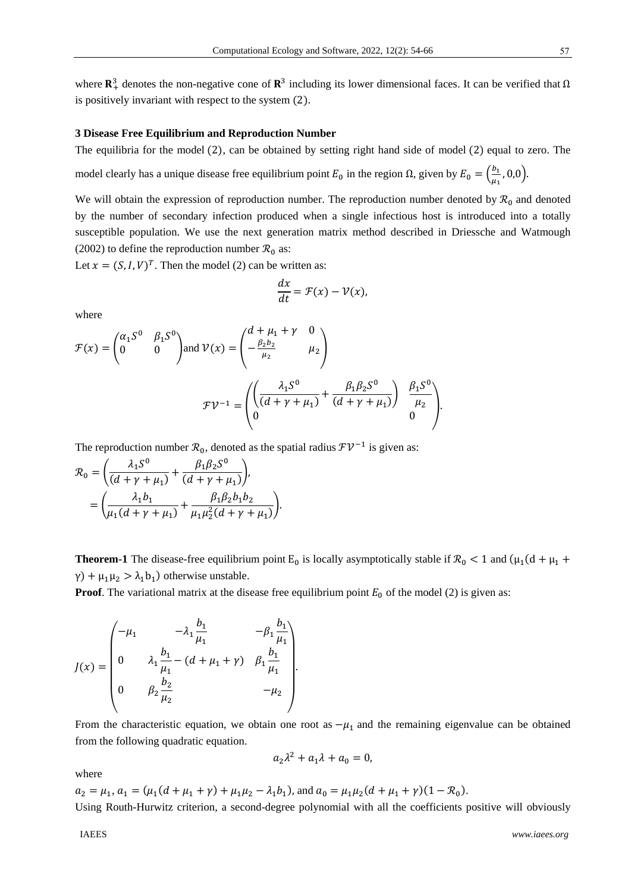where $\mathbf{R}_+^3$ denotes the non-negative cone of $\mathbf{R}^3$ including its lower dimensional faces. It can be verified that $\Omega$ is positively invariant with respect to the system (2).

### 3 Disease Free Equilibrium and Reproduction Number

The equilibria for the model (2), can be obtained by setting right hand side of model (2) equal to zero. The model clearly has a unique disease free equilibrium point $E_0$ in the region $\Omega$, given by $E_0 = \left(\frac{b_1}{\mu_1}, 0, 0\right)$.

We will obtain the expression of reproduction number. The reproduction number denoted by $\mathcal{R}_0$ and denoted by the number of secondary infection produced when a single infectious host is introduced into a totally susceptible population. We use the next generation matrix method described in Driessche and Watmough (2002) to define the reproduction number $\mathcal{R}_0$ as:

Let $x = (S, I, V)^T$. Then the model (2) can be written as:

$$\frac{dx}{dt} = \mathcal{F}(x) - \mathcal{V}(x),$$

where

$$\mathcal{F}(x) = \begin{pmatrix} \alpha_1 S^0 & \beta_1 S^0 \\ 0 & 0 \end{pmatrix} \text{and } \mathcal{V}(x) = \begin{pmatrix} d + \mu_1 + \gamma & 0 \\ -\frac{\beta_2 b_2}{\mu_2} & \mu_2 \end{pmatrix}$$

$$\mathcal{F}\mathcal{V}^{-1} = \begin{pmatrix} \left(\dfrac{\lambda_1 S^0}{(d + \gamma + \mu_1)} + \dfrac{\beta_1 \beta_2 S^0}{(d + \gamma + \mu_1)}\right) & \dfrac{\beta_1 S^0}{\mu_2} \\ 0 & 0 \end{pmatrix}.$$

The reproduction number $\mathcal{R}_0$, denoted as the spatial radius $\mathcal{F}\mathcal{V}^{-1}$ is given as:

$$\begin{aligned} \mathcal{R}_0 &= \left(\frac{\lambda_1 S^0}{(d + \gamma + \mu_1)} + \frac{\beta_1 \beta_2 S^0}{(d + \gamma + \mu_1)}\right), \\ &= \left(\frac{\lambda_1 b_1}{\mu_1 (d + \gamma + \mu_1)} + \frac{\beta_1 \beta_2 b_1 b_2}{\mu_1 \mu_2^2 (d + \gamma + \mu_1)}\right). \end{aligned}$$

**Theorem-1** The disease-free equilibrium point $E_0$ is locally asymptotically stable if $\mathcal{R}_0 < 1$ and $(\mu_1(d + \mu_1 + \gamma) + \mu_1\mu_2 > \lambda_1 b_1)$ otherwise unstable.

**Proof**. The variational matrix at the disease free equilibrium point $E_0$ of the model (2) is given as:

$$J(x) = \begin{pmatrix} -\mu_1 & -\lambda_1 \dfrac{b_1}{\mu_1} & -\beta_1 \dfrac{b_1}{\mu_1} \\ 0 & \lambda_1 \dfrac{b_1}{\mu_1} - (d + \mu_1 + \gamma) & \beta_1 \dfrac{b_1}{\mu_1} \\ 0 & \beta_2 \dfrac{b_2}{\mu_2} & -\mu_2 \end{pmatrix}.$$

From the characteristic equation, we obtain one root as $-\mu_1$ and the remaining eigenvalue can be obtained from the following quadratic equation.

$$a_2 \lambda^2 + a_1 \lambda + a_0 = 0,$$

where

$a_2 = \mu_1$, $a_1 = (\mu_1(d + \mu_1 + \gamma) + \mu_1\mu_2 - \lambda_1 b_1)$, and $a_0 = \mu_1\mu_2(d + \mu_1 + \gamma)(1 - \mathcal{R}_0)$.

Using Routh-Hurwitz criterion, a second-degree polynomial with all the coefficients positive will obviously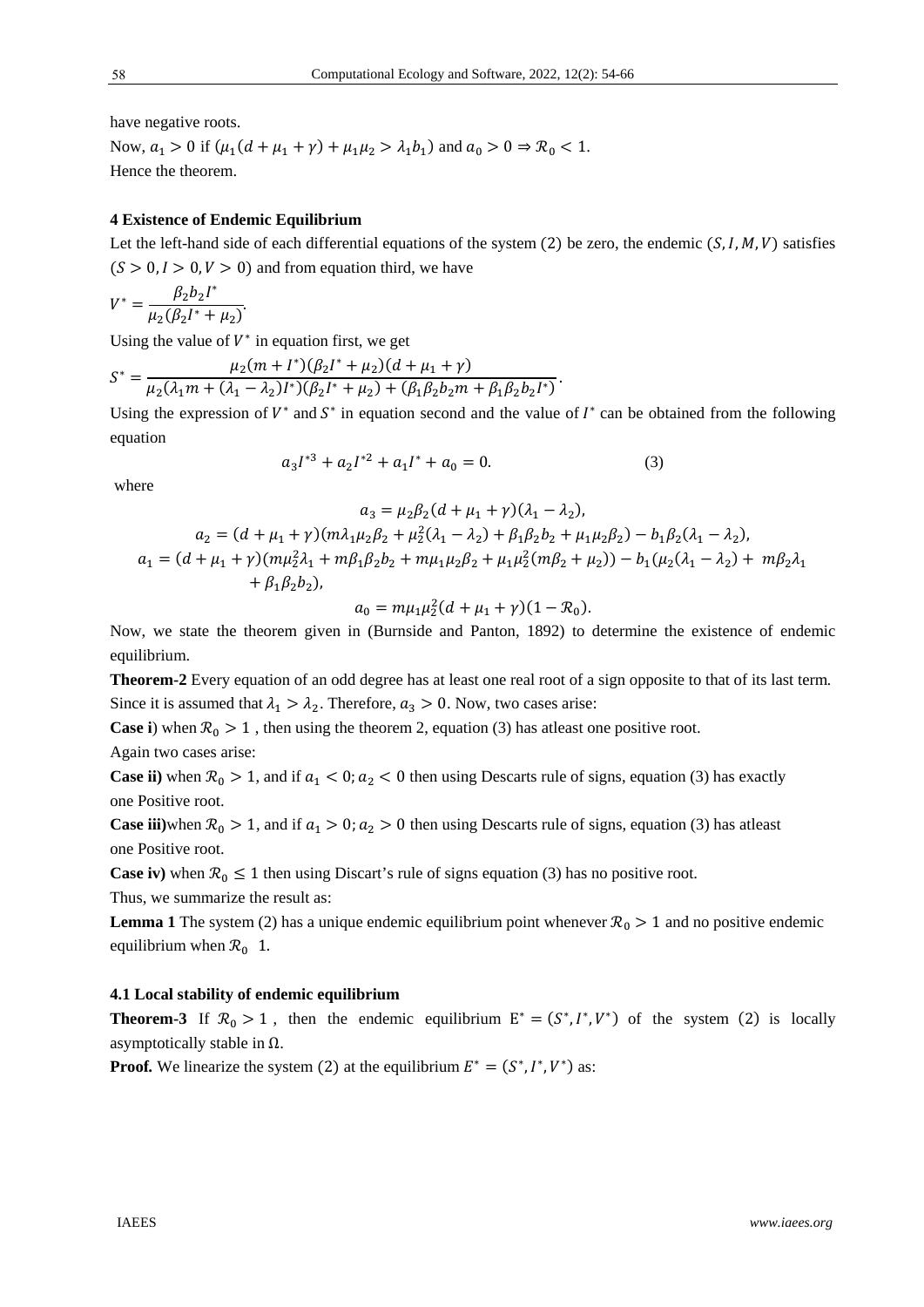have negative roots.

Now, $a_1 > 0$ if $(\mu_1(d + \mu_1 + \gamma) + \mu_1\mu_2 > \lambda_1 b_1)$ and $a_0 > 0 \Rightarrow \mathcal{R}_0 < 1$.

Hence the theorem.

### 4 Existence of Endemic Equilibrium

Let the left-hand side of each differential equations of the system (2) be zero, the endemic $(S, I, M, V)$ satisfies $(S > 0, I > 0, V > 0)$ and from equation third, we have

$$V^* = \frac{\beta_2 b_2 I^*}{\mu_2(\beta_2 I^* + \mu_2)}.$$

Using the value of $V^*$ in equation first, we get

$$S^* = \frac{\mu_2(m + I^*)(\beta_2 I^* + \mu_2)(d + \mu_1 + \gamma)}{\mu_2(\lambda_1 m + (\lambda_1 - \lambda_2)I^*)(\beta_2 I^* + \mu_2) + (\beta_1\beta_2 b_2 m + \beta_1\beta_2 b_2 I^*)}.$$

Using the expression of $V^*$ and $S^*$ in equation second and the value of $I^*$ can be obtained from the following equation

$$a_3 I^{*3} + a_2 I^{*2} + a_1 I^* + a_0 = 0. \tag{3}$$

where

$$a_3 = \mu_2\beta_2(d + \mu_1 + \gamma)(\lambda_1 - \lambda_2),$$

$$a_2 = (d + \mu_1 + \gamma)(m\lambda_1\mu_2\beta_2 + \mu_2^2(\lambda_1 - \lambda_2) + \beta_1\beta_2 b_2 + \mu_1\mu_2\beta_2) - b_1\beta_2(\lambda_1 - \lambda_2),$$

$$a_1 = (d + \mu_1 + \gamma)(m\mu_2^2\lambda_1 + m\beta_1\beta_2 b_2 + m\mu_1\mu_2\beta_2 + \mu_1\mu_2^2(m\beta_2 + \mu_2)) - b_1(\mu_2(\lambda_1 - \lambda_2) + m\beta_2\lambda_1 + \beta_1\beta_2 b_2),$$

$$a_0 = m\mu_1\mu_2^2(d + \mu_1 + \gamma)(1 - \mathcal{R}_0).$$

Now, we state the theorem given in (Burnside and Panton, 1892) to determine the existence of endemic equilibrium.

**Theorem-2** Every equation of an odd degree has at least one real root of a sign opposite to that of its last term.

Since it is assumed that $\lambda_1 > \lambda_2$. Therefore, $a_3 > 0$. Now, two cases arise:

**Case i**) when $\mathcal{R}_0 > 1$ , then using the theorem 2, equation (3) has atleast one positive root.

Again two cases arise:

**Case ii)** when $\mathcal{R}_0 > 1$, and if $a_1 < 0; a_2 < 0$ then using Descarts rule of signs, equation (3) has exactly one Positive root.

**Case iii)**when $\mathcal{R}_0 > 1$, and if $a_1 > 0; a_2 > 0$ then using Descarts rule of signs, equation (3) has atleast one Positive root.

**Case iv)** when $\mathcal{R}_0 \leq 1$ then using Discart's rule of signs equation (3) has no positive root.

Thus, we summarize the result as:

**Lemma 1** The system (2) has a unique endemic equilibrium point whenever $\mathcal{R}_0 > 1$ and no positive endemic equilibrium when $\mathcal{R}_0$ 1.

#### 4.1 Local stability of endemic equilibrium

**Theorem-3** If $\mathcal{R}_0 > 1$ , then the endemic equilibrium $\mathrm{E}^* = (S^*, I^*, V^*)$ of the system (2) is locally asymptotically stable in $\Omega$.

**Proof.** We linearize the system (2) at the equilibrium $E^* = (S^*, I^*, V^*)$ as: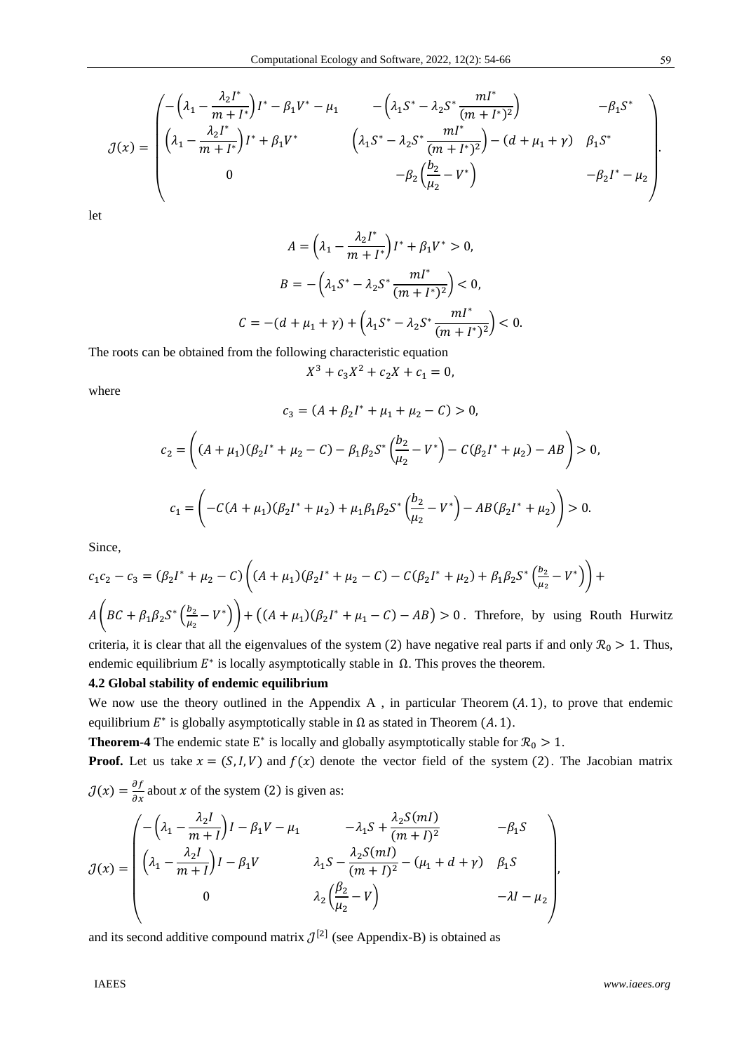$$
\mathcal{J}(x) = \begin{pmatrix} -\left(\lambda_1 - \frac{\lambda_2 I^*}{m+I^*}\right)I^* - \beta_1 V^* - \mu_1 & -\left(\lambda_1 S^* - \lambda_2 S^* \frac{mI^*}{(m+I^*)^2}\right) & -\beta_1 S^* \\ \left(\lambda_1 - \frac{\lambda_2 I^*}{m+I^*}\right)I^* + \beta_1 V^* & \left(\lambda_1 S^* - \lambda_2 S^* \frac{mI^*}{(m+I^*)^2}\right) - (d+\mu_1+\gamma) & \beta_1 S^* \\ 0 & -\beta_2\left(\frac{b_2}{\mu_2} - V^*\right) & -\beta_2 I^* - \mu_2 \end{pmatrix}.
$$

let

$$
A = \left(\lambda_1 - \frac{\lambda_2 I^*}{m+I^*}\right)I^* + \beta_1 V^* > 0,
$$

$$
B = -\left(\lambda_1 S^* - \lambda_2 S^* \frac{mI^*}{(m+I^*)^2}\right) < 0,
$$

$$
C = -(d+\mu_1+\gamma) + \left(\lambda_1 S^* - \lambda_2 S^* \frac{mI^*}{(m+I^*)^2}\right) < 0.
$$

The roots can be obtained from the following characteristic equation

$$
X^3 + c_3 X^2 + c_2 X + c_1 = 0,
$$

where

$$
c_3 = (A + \beta_2 I^* + \mu_1 + \mu_2 - C) > 0,
$$

$$
c_2 = \left( (A+\mu_1)(\beta_2 I^* + \mu_2 - C) - \beta_1 \beta_2 S^* \left(\frac{b_2}{\mu_2} - V^*\right) - C(\beta_2 I^* + \mu_2) - AB \right) > 0,
$$

$$
c_1 = \left( -C(A+\mu_1)(\beta_2 I^* + \mu_2) + \mu_1 \beta_1 \beta_2 S^* \left(\frac{b_2}{\mu_2} - V^*\right) - AB(\beta_2 I^* + \mu_2) \right) > 0.
$$

Since,

$c_1 c_2 - c_3 = (\beta_2 I^* + \mu_2 - C)\left( (A+\mu_1)(\beta_2 I^* + \mu_2 - C) - C(\beta_2 I^* + \mu_2) + \beta_1 \beta_2 S^* \left(\frac{b_2}{\mu_2} - V^*\right) \right) + A\left( BC + \beta_1 \beta_2 S^* \left(\frac{b_2}{\mu_2} - V^*\right) \right) + \left( (A+\mu_1)(\beta_2 I^* + \mu_1 - C) - AB \right) > 0$ . Threfore, by using Routh Hurwitz criteria, it is clear that all the eigenvalues of the system (2) have negative real parts if and only $\mathcal{R}_0 > 1$. Thus, endemic equilibrium $E^*$ is locally asymptotically stable in $\Omega$. This proves the theorem.

### 4.2 Global stability of endemic equilibrium

We now use the theory outlined in the Appendix A , in particular Theorem $(A.1)$, to prove that endemic equilibrium $E^*$ is globally asymptotically stable in $\Omega$ as stated in Theorem $(A.1)$.

**Theorem-4** The endemic state $E^*$ is locally and globally asymptotically stable for $\mathcal{R}_0 > 1$.

**Proof.** Let us take $x = (S, I, V)$ and $f(x)$ denote the vector field of the system $(2)$. The Jacobian matrix $\mathcal{J}(x) = \frac{\partial f}{\partial x}$ about $x$ of the system $(2)$ is given as:

$$
\mathcal{J}(x) = \begin{pmatrix} -\left(\lambda_1 - \frac{\lambda_2 I}{m+I}\right)I - \beta_1 V - \mu_1 & -\lambda_1 S + \frac{\lambda_2 S(mI)}{(m+I)^2} & -\beta_1 S \\ \left(\lambda_1 - \frac{\lambda_2 I}{m+I}\right)I - \beta_1 V & \lambda_1 S - \frac{\lambda_2 S(mI)}{(m+I)^2} - (\mu_1 + d + \gamma) & \beta_1 S \\ 0 & \lambda_2\left(\frac{\beta_2}{\mu_2} - V\right) & -\lambda I - \mu_2 \end{pmatrix},
$$

and its second additive compound matrix $\mathcal{J}^{[2]}$ (see Appendix-B) is obtained as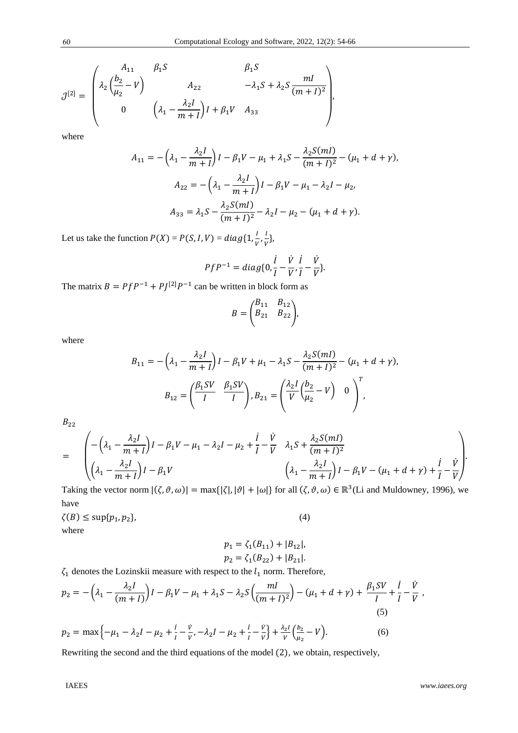$$\mathcal{J}^{[2]} = \begin{pmatrix} A_{11} & \beta_1 S & \beta_1 S \\ \lambda_2\left(\frac{b_2}{\mu_2} - V\right) & A_{22} & -\lambda_1 S + \lambda_2 S \frac{mI}{(m+I)^2} \\ 0 & \left(\lambda_1 - \frac{\lambda_2 I}{m+I}\right) I + \beta_1 V & A_{33} \end{pmatrix},$$

where

$$A_{11} = -\left(\lambda_1 - \frac{\lambda_2 I}{m+I}\right) I - \beta_1 V - \mu_1 + \lambda_1 S - \frac{\lambda_2 S(mI)}{(m+I)^2} - (\mu_1 + d + \gamma),$$

$$A_{22} = -\left(\lambda_1 - \frac{\lambda_2 I}{m+I}\right) I - \beta_1 V - \mu_1 - \lambda_2 I - \mu_2,$$

$$A_{33} = \lambda_1 S - \frac{\lambda_2 S(mI)}{(m+I)^2} - \lambda_2 I - \mu_2 - (\mu_1 + d + \gamma).$$

Let us take the function $P(X) = P(S, I, V) = diag\{1, \frac{I}{V}, \frac{I}{V}\}$,

$$P f P^{-1} = diag\{0, \frac{\dot{I}}{I} - \frac{\dot{V}}{V}, \frac{\dot{I}}{I} - \frac{\dot{V}}{V}\}.$$

The matrix $B = P f P^{-1} + P J^{[2]} P^{-1}$ can be written in block form as

$$B = \begin{pmatrix} B_{11} & B_{12} \\ B_{21} & B_{22} \end{pmatrix},$$

where

$$B_{11} = -\left(\lambda_1 - \frac{\lambda_2 I}{m+I}\right) I - \beta_1 V + \mu_1 - \lambda_1 S - \frac{\lambda_2 S(mI)}{(m+I)^2} - (\mu_1 + d + \gamma),$$

$$B_{12} = \begin{pmatrix} \frac{\beta_1 SV}{I} & \frac{\beta_1 SV}{I} \end{pmatrix}, B_{21} = \begin{pmatrix} \frac{\lambda_2 I}{V}\left(\frac{b_2}{\mu_2} - V\right) & 0 \end{pmatrix}^T,$$

$$B_{22} = \begin{pmatrix} -\left(\lambda_1 - \frac{\lambda_2 I}{m+I}\right) I - \beta_1 V - \mu_1 - \lambda_2 I - \mu_2 + \frac{\dot{I}}{I} - \frac{\dot{V}}{V} & \lambda_1 S + \frac{\lambda_2 S(mI)}{(m+I)^2} \\ \left(\lambda_1 - \frac{\lambda_2 I}{m+I}\right) I - \beta_1 V & \left(\lambda_1 - \frac{\lambda_2 I}{m+I}\right) I - \beta_1 V - (\mu_1 + d + \gamma) + \frac{\dot{I}}{I} - \frac{\dot{V}}{V} \end{pmatrix}.$$

Taking the vector norm $|(\zeta, \vartheta, \omega)| = \max\{|\zeta|, |\vartheta| + |\omega|\}$ for all $(\zeta, \vartheta, \omega) \in \mathbb{R}^3$ (Li and Muldowney, 1996), we have

$$\zeta(B) \leq \sup\{p_1, p_2\}, \tag{4}$$

where

$$p_1 = \zeta_1(B_{11}) + |B_{12}|,$$
$$p_2 = \zeta_1(B_{22}) + |B_{21}|.$$

$\zeta_1$ denotes the Lozinskii measure with respect to the $l_1$ norm. Therefore,

$$p_2 = -\left(\lambda_1 - \frac{\lambda_2 I}{(m+I)}\right) I - \beta_1 V - \mu_1 + \lambda_1 S - \lambda_2 S\left(\frac{mI}{(m+I)^2}\right) - (\mu_1 + d + \gamma) + \frac{\beta_1 SV}{I} + \frac{\dot{I}}{I} - \frac{\dot{V}}{V}, \tag{5}$$

$$p_2 = \max\left\{-\mu_1 - \lambda_2 I - \mu_2 + \frac{\dot{I}}{I} - \frac{\dot{V}}{V}, -\lambda_2 I - \mu_2 + \frac{\dot{I}}{I} - \frac{\dot{V}}{V}\right\} + \frac{\lambda_2 I}{V}\left(\frac{b_2}{\mu_2} - V\right). \tag{6}$$

Rewriting the second and the third equations of the model (2), we obtain, respectively,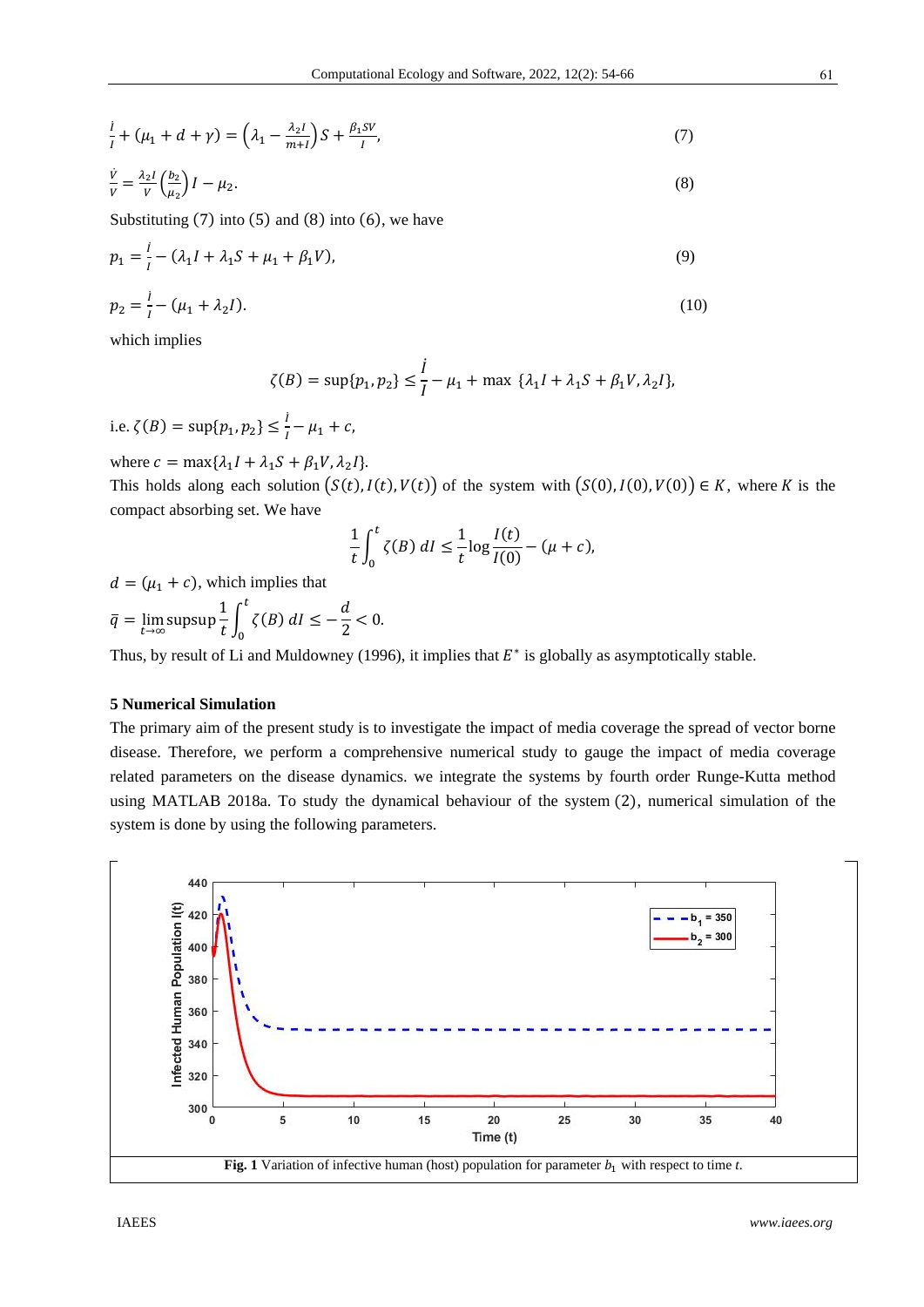$$\frac{\dot{I}}{I} + (\mu_1 + d + \gamma) = \left(\lambda_1 - \frac{\lambda_2 I}{m+I}\right) S + \frac{\beta_1 S V}{I}, \tag{7}$$

$$\frac{\dot{V}}{V} = \frac{\lambda_2 I}{V}\left(\frac{b_2}{\mu_2}\right) I - \mu_2. \tag{8}$$

Substituting (7) into (5) and (8) into (6), we have

$$p_1 = \frac{\dot{I}}{I} - (\lambda_1 I + \lambda_1 S + \mu_1 + \beta_1 V), \tag{9}$$

$$p_2 = \frac{\dot{I}}{I} - (\mu_1 + \lambda_2 I). \tag{10}$$

which implies

$$\zeta(B) = \sup\{p_1, p_2\} \leq \frac{\dot{I}}{I} - \mu_1 + \max\ \{\lambda_1 I + \lambda_1 S + \beta_1 V, \lambda_2 I\},$$

i.e. $\zeta(B) = \sup\{p_1, p_2\} \leq \frac{\dot{I}}{I} - \mu_1 + c,$

where $c = \max\{\lambda_1 I + \lambda_1 S + \beta_1 V, \lambda_2 I\}$.

This holds along each solution $(S(t), I(t), V(t))$ of the system with $(S(0), I(0), V(0)) \in K$, where $K$ is the compact absorbing set. We have

$$\frac{1}{t}\int_0^t \zeta(B)\, dI \leq \frac{1}{t}\log\frac{I(t)}{I(0)} - (\mu + c),$$

$d = (\mu_1 + c)$, which implies that

$$\bar{q} = \lim_{t\to\infty} \text{supsup}\frac{1}{t}\int_0^t \zeta(B)\, dI \leq -\frac{d}{2} < 0.$$

Thus, by result of Li and Muldowney (1996), it implies that $E^*$ is globally as asymptotically stable.

## 5 Numerical Simulation

The primary aim of the present study is to investigate the impact of media coverage the spread of vector borne disease. Therefore, we perform a comprehensive numerical study to gauge the impact of media coverage related parameters on the disease dynamics. we integrate the systems by fourth order Runge-Kutta method using MATLAB 2018a. To study the dynamical behaviour of the system (2), numerical simulation of the system is done by using the following parameters.

**Fig. 1** Variation of infective human (host) population for parameter $b_1$ with respect to time $t$.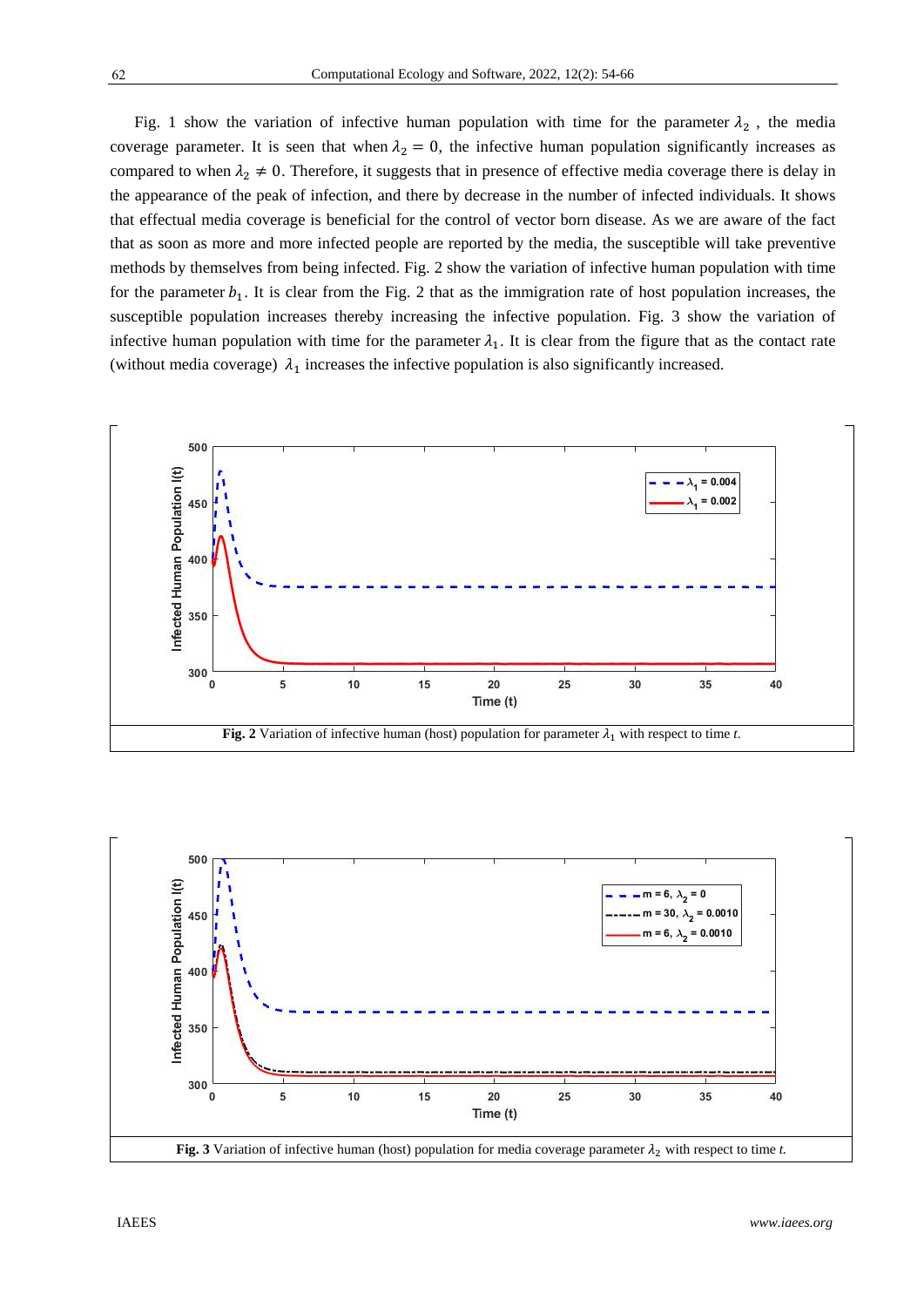Fig. 1 show the variation of infective human population with time for the parameter $\lambda_2$ , the media coverage parameter. It is seen that when $\lambda_2 = 0$, the infective human population significantly increases as compared to when $\lambda_2 \neq 0$. Therefore, it suggests that in presence of effective media coverage there is delay in the appearance of the peak of infection, and there by decrease in the number of infected individuals. It shows that effectual media coverage is beneficial for the control of vector born disease. As we are aware of the fact that as soon as more and more infected people are reported by the media, the susceptible will take preventive methods by themselves from being infected. Fig. 2 show the variation of infective human population with time for the parameter $b_1$. It is clear from the Fig. 2 that as the immigration rate of host population increases, the susceptible population increases thereby increasing the infective population. Fig. 3 show the variation of infective human population with time for the parameter $\lambda_1$. It is clear from the figure that as the contact rate (without media coverage) $\lambda_1$ increases the infective population is also significantly increased.

**Fig. 2** Variation of infective human (host) population for parameter $\lambda_1$ with respect to time *t*.

**Fig. 3** Variation of infective human (host) population for media coverage parameter $\lambda_2$ with respect to time *t*.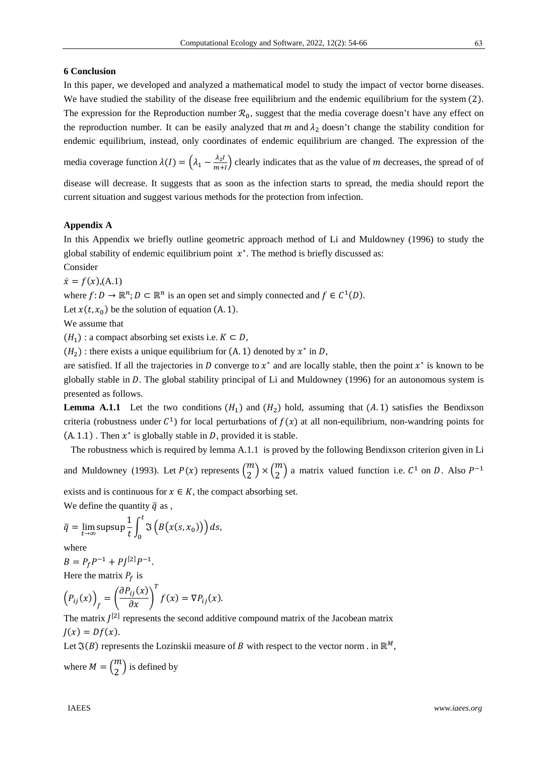## 6 Conclusion

In this paper, we developed and analyzed a mathematical model to study the impact of vector borne diseases. We have studied the stability of the disease free equilibrium and the endemic equilibrium for the system $(2)$. The expression for the Reproduction number $\mathcal{R}_0$, suggest that the media coverage doesn't have any effect on the reproduction number. It can be easily analyzed that $m$ and $\lambda_2$ doesn't change the stability condition for endemic equilibrium, instead, only coordinates of endemic equilibrium are changed. The expression of the media coverage function $\lambda(I) = \left(\lambda_1 - \frac{\lambda_2 I}{m+I}\right)$ clearly indicates that as the value of $m$ decreases, the spread of of disease will decrease. It suggests that as soon as the infection starts to spread, the media should report the current situation and suggest various methods for the protection from infection.

## Appendix A

In this Appendix we briefly outline geometric approach method of Li and Muldowney (1996) to study the global stability of endemic equilibrium point $x^*$. The method is briefly discussed as:

Consider

$\dot{x} = f(x)$,(A.1)

where $f: D \to \mathbb{R}^n$; $D \subset \mathbb{R}^n$ is an open set and simply connected and $f \in C^1(D)$.

Let $x(t, x_0)$ be the solution of equation $(A.1)$.

We assume that

$(H_1)$ : a compact absorbing set exists i.e. $K \subset D$,

$(H_2)$ : there exists a unique equilibrium for $(A.1)$ denoted by $x^*$ in $D$,

are satisfied. If all the trajectories in $D$ converge to $x^*$ and are locally stable, then the point $x^*$ is known to be globally stable in $D$. The global stability principal of Li and Muldowney (1996) for an autonomous system is presented as follows.

**Lemma A.1.1** Let the two conditions $(H_1)$ and $(H_2)$ hold, assuming that $(A.1)$ satisfies the Bendixson criteria (robustness under $C^1$) for local perturbations of $f(x)$ at all non-equilibrium, non-wandring points for $(A.1.1)$ . Then $x^*$ is globally stable in $D$, provided it is stable.

The robustness which is required by lemma A.1.1 is proved by the following Bendixson criterion given in Li and Muldowney (1993). Let $P(x)$ represents $\binom{m}{2} \times \binom{m}{2}$ a matrix valued function i.e. $C^1$ on $D$. Also $P^{-1}$ exists and is continuous for $x \in K$, the compact absorbing set.

We define the quantity $\bar{q}$ as ,

$$\bar{q} = \lim_{t \to \infty} \sup\sup \frac{1}{t} \int_0^t \Im\left(B\left(x(s, x_0)\right)\right) ds,$$

where

$B = P_f P^{-1} + P J^{[2]} P^{-1}$.

Here the matrix $P_f$ is

$$\left(P_{ij}(x)\right)_f = \left(\frac{\partial P_{ij}(x)}{\partial x}\right)^T f(x) = \nabla P_{ij}(x).$$

The matrix $J^{[2]}$ represents the second additive compound matrix of the Jacobean matrix $J(x) = Df(x)$.

Let $\Im(B)$ represents the Lozinskii measure of $B$ with respect to the vector norm . in $\mathbb{R}^M$,

where $M = \binom{m}{2}$ is defined by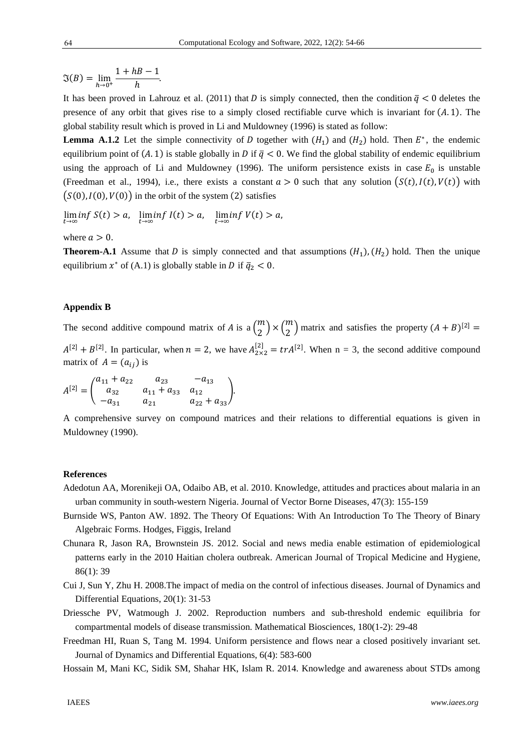$$\mathfrak{I}(B) = \lim_{h \to 0^+} \frac{1 + hB - 1}{h}.$$

It has been proved in Lahrouz et al. (2011) that $D$ is simply connected, then the condition $\bar{q} < 0$ deletes the presence of any orbit that gives rise to a simply closed rectifiable curve which is invariant for $(A.1)$. The global stability result which is proved in Li and Muldowney (1996) is stated as follow:

**Lemma A.1.2** Let the simple connectivity of $D$ together with $(H_1)$ and $(H_2)$ hold. Then $E^*$, the endemic equilibrium point of $(A.1)$ is stable globally in $D$ if $\bar{q} < 0$. We find the global stability of endemic equilibrium using the approach of Li and Muldowney (1996). The uniform persistence exists in case $E_0$ is unstable (Freedman et al., 1994), i.e., there exists a constant $a > 0$ such that any solution $(S(t), I(t), V(t))$ with $(S(0), I(0), V(0))$ in the orbit of the system $(2)$ satisfies

$$\liminf_{t \to \infty} S(t) > a, \quad \liminf_{t \to \infty} I(t) > a, \quad \liminf_{t \to \infty} V(t) > a,$$

where $a > 0$.

**Theorem-A.1** Assume that $D$ is simply connected and that assumptions $(H_1), (H_2)$ hold. Then the unique equilibrium $x^*$ of (A.1) is globally stable in $D$ if $\bar{q}_2 < 0$.

## Appendix B

The second additive compound matrix of $A$ is a $\binom{m}{2} \times \binom{m}{2}$ matrix and satisfies the property $(A+B)^{[2]} = A^{[2]} + B^{[2]}$. In particular, when $n = 2$, we have $A_{2\times 2}^{[2]} = trA^{[2]}$. When n = 3, the second additive compound matrix of $A = (a_{ij})$ is

$$A^{[2]} = \begin{pmatrix} a_{11} + a_{22} & a_{23} & -a_{13} \\ a_{32} & a_{11} + a_{33} & a_{12} \\ -a_{31} & a_{21} & a_{22} + a_{33} \end{pmatrix}.$$

A comprehensive survey on compound matrices and their relations to differential equations is given in Muldowney (1990).

## References

Adedotun AA, Morenikeji OA, Odaibo AB, et al. 2010. Knowledge, attitudes and practices about malaria in an urban community in south-western Nigeria. Journal of Vector Borne Diseases, 47(3): 155-159

Burnside WS, Panton AW. 1892. The Theory Of Equations: With An Introduction To The Theory of Binary Algebraic Forms. Hodges, Figgis, Ireland

Chunara R, Jason RA, Brownstein JS. 2012. Social and news media enable estimation of epidemiological patterns early in the 2010 Haitian cholera outbreak. American Journal of Tropical Medicine and Hygiene, 86(1): 39

Cui J, Sun Y, Zhu H. 2008.The impact of media on the control of infectious diseases. Journal of Dynamics and Differential Equations, 20(1): 31-53

Driessche PV, Watmough J. 2002. Reproduction numbers and sub-threshold endemic equilibria for compartmental models of disease transmission. Mathematical Biosciences, 180(1-2): 29-48

Freedman HI, Ruan S, Tang M. 1994. Uniform persistence and flows near a closed positively invariant set. Journal of Dynamics and Differential Equations, 6(4): 583-600

Hossain M, Mani KC, Sidik SM, Shahar HK, Islam R. 2014. Knowledge and awareness about STDs among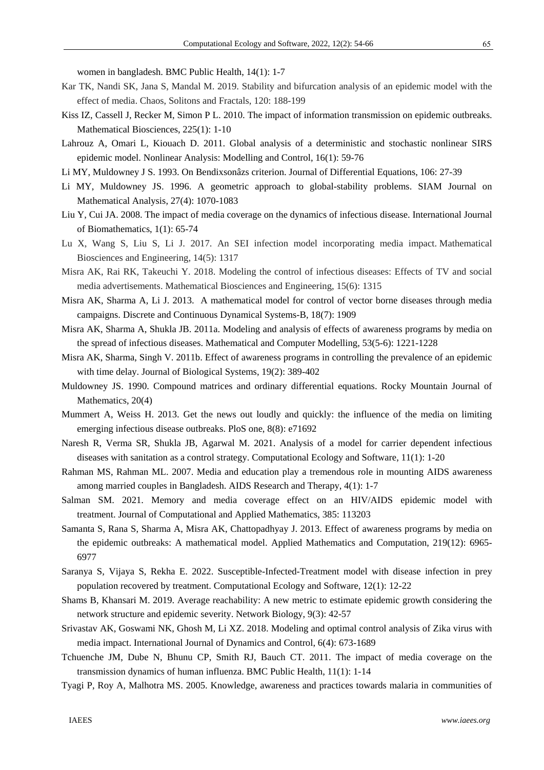women in bangladesh. BMC Public Health, 14(1): 1-7

Kar TK, Nandi SK, Jana S, Mandal M. 2019. Stability and bifurcation analysis of an epidemic model with the effect of media. Chaos, Solitons and Fractals, 120: 188-199

Kiss IZ, Cassell J, Recker M, Simon P L. 2010. The impact of information transmission on epidemic outbreaks. Mathematical Biosciences, 225(1): 1-10

Lahrouz A, Omari L, Kiouach D. 2011. Global analysis of a deterministic and stochastic nonlinear SIRS epidemic model. Nonlinear Analysis: Modelling and Control, 16(1): 59-76

Li MY, Muldowney J S. 1993. On Bendixsonâzs criterion. Journal of Differential Equations, 106: 27-39

Li MY, Muldowney JS. 1996. A geometric approach to global-stability problems. SIAM Journal on Mathematical Analysis, 27(4): 1070-1083

Liu Y, Cui JA. 2008. The impact of media coverage on the dynamics of infectious disease. International Journal of Biomathematics, 1(1): 65-74

Lu X, Wang S, Liu S, Li J. 2017. An SEI infection model incorporating media impact. Mathematical Biosciences and Engineering, 14(5): 1317

Misra AK, Rai RK, Takeuchi Y. 2018. Modeling the control of infectious diseases: Effects of TV and social media advertisements. Mathematical Biosciences and Engineering, 15(6): 1315

Misra AK, Sharma A, Li J. 2013. A mathematical model for control of vector borne diseases through media campaigns. Discrete and Continuous Dynamical Systems-B, 18(7): 1909

Misra AK, Sharma A, Shukla JB. 2011a. Modeling and analysis of effects of awareness programs by media on the spread of infectious diseases. Mathematical and Computer Modelling, 53(5-6): 1221-1228

Misra AK, Sharma, Singh V. 2011b. Effect of awareness programs in controlling the prevalence of an epidemic with time delay. Journal of Biological Systems, 19(2): 389-402

Muldowney JS. 1990. Compound matrices and ordinary differential equations. Rocky Mountain Journal of Mathematics, 20(4)

Mummert A, Weiss H. 2013. Get the news out loudly and quickly: the influence of the media on limiting emerging infectious disease outbreaks. PloS one, 8(8): e71692

Naresh R, Verma SR, Shukla JB, Agarwal M. 2021. Analysis of a model for carrier dependent infectious diseases with sanitation as a control strategy. Computational Ecology and Software, 11(1): 1-20

Rahman MS, Rahman ML. 2007. Media and education play a tremendous role in mounting AIDS awareness among married couples in Bangladesh. AIDS Research and Therapy, 4(1): 1-7

Salman SM. 2021. Memory and media coverage effect on an HIV/AIDS epidemic model with treatment. Journal of Computational and Applied Mathematics, 385: 113203

Samanta S, Rana S, Sharma A, Misra AK, Chattopadhyay J. 2013. Effect of awareness programs by media on the epidemic outbreaks: A mathematical model. Applied Mathematics and Computation, 219(12): 6965-6977

Saranya S, Vijaya S, Rekha E. 2022. Susceptible-Infected-Treatment model with disease infection in prey population recovered by treatment. Computational Ecology and Software, 12(1): 12-22

Shams B, Khansari M. 2019. Average reachability: A new metric to estimate epidemic growth considering the network structure and epidemic severity. Network Biology, 9(3): 42-57

Srivastav AK, Goswami NK, Ghosh M, Li XZ. 2018. Modeling and optimal control analysis of Zika virus with media impact. International Journal of Dynamics and Control, 6(4): 673-1689

Tchuenche JM, Dube N, Bhunu CP, Smith RJ, Bauch CT. 2011. The impact of media coverage on the transmission dynamics of human influenza. BMC Public Health, 11(1): 1-14

Tyagi P, Roy A, Malhotra MS. 2005. Knowledge, awareness and practices towards malaria in communities of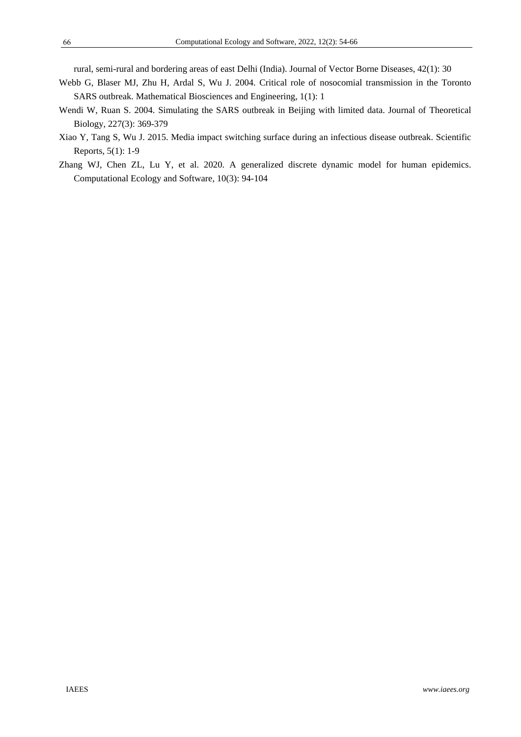rural, semi-rural and bordering areas of east Delhi (India). Journal of Vector Borne Diseases, 42(1): 30

Webb G, Blaser MJ, Zhu H, Ardal S, Wu J. 2004. Critical role of nosocomial transmission in the Toronto SARS outbreak. Mathematical Biosciences and Engineering, 1(1): 1

Wendi W, Ruan S. 2004. Simulating the SARS outbreak in Beijing with limited data. Journal of Theoretical Biology, 227(3): 369-379

Xiao Y, Tang S, Wu J. 2015. Media impact switching surface during an infectious disease outbreak. Scientific Reports, 5(1): 1-9

Zhang WJ, Chen ZL, Lu Y, et al. 2020. A generalized discrete dynamic model for human epidemics. Computational Ecology and Software, 10(3): 94-104